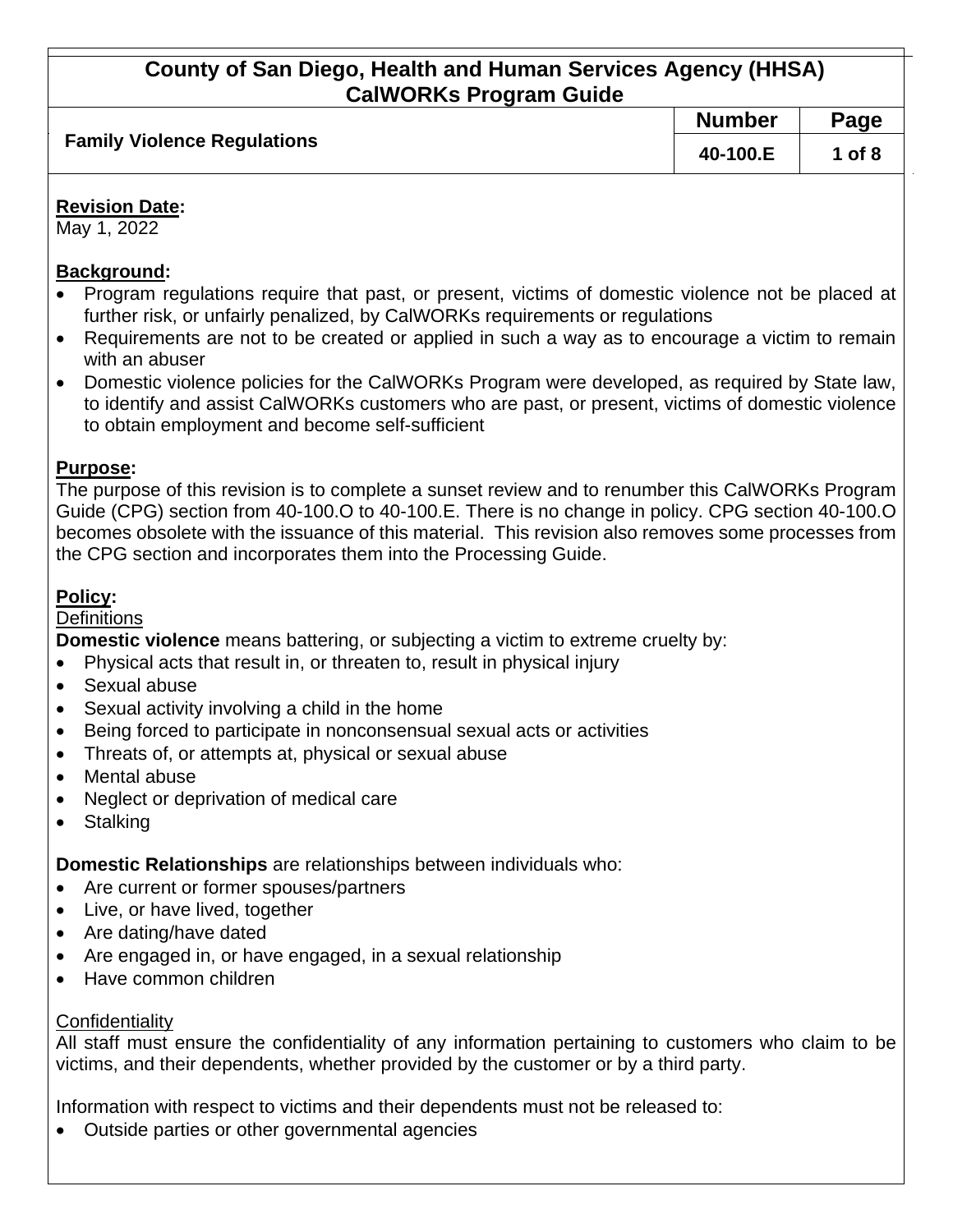# County of San Diego, Health and Human Services Agency (HHSA) CalWORKs Program Guide

| Family Violence Regulations | Number | Page |
|---|---|---|
| | 40-100.E | 1 of 8 |

**Revision Date:**
May 1, 2022

**Background:**

- Program regulations require that past, or present, victims of domestic violence not be placed at further risk, or unfairly penalized, by CalWORKs requirements or regulations
- Requirements are not to be created or applied in such a way as to encourage a victim to remain with an abuser
- Domestic violence policies for the CalWORKs Program were developed, as required by State law, to identify and assist CalWORKs customers who are past, or present, victims of domestic violence to obtain employment and become self-sufficient

**Purpose:**
The purpose of this revision is to complete a sunset review and to renumber this CalWORKs Program Guide (CPG) section from 40-100.O to 40-100.E. There is no change in policy. CPG section 40-100.O becomes obsolete with the issuance of this material. This revision also removes some processes from the CPG section and incorporates them into the Processing Guide.

**Policy:**

Definitions

**Domestic violence** means battering, or subjecting a victim to extreme cruelty by:

- Physical acts that result in, or threaten to, result in physical injury
- Sexual abuse
- Sexual activity involving a child in the home
- Being forced to participate in nonconsensual sexual acts or activities
- Threats of, or attempts at, physical or sexual abuse
- Mental abuse
- Neglect or deprivation of medical care
- Stalking

**Domestic Relationships** are relationships between individuals who:

- Are current or former spouses/partners
- Live, or have lived, together
- Are dating/have dated
- Are engaged in, or have engaged, in a sexual relationship
- Have common children

Confidentiality

All staff must ensure the confidentiality of any information pertaining to customers who claim to be victims, and their dependents, whether provided by the customer or by a third party.

Information with respect to victims and their dependents must not be released to:

- Outside parties or other governmental agencies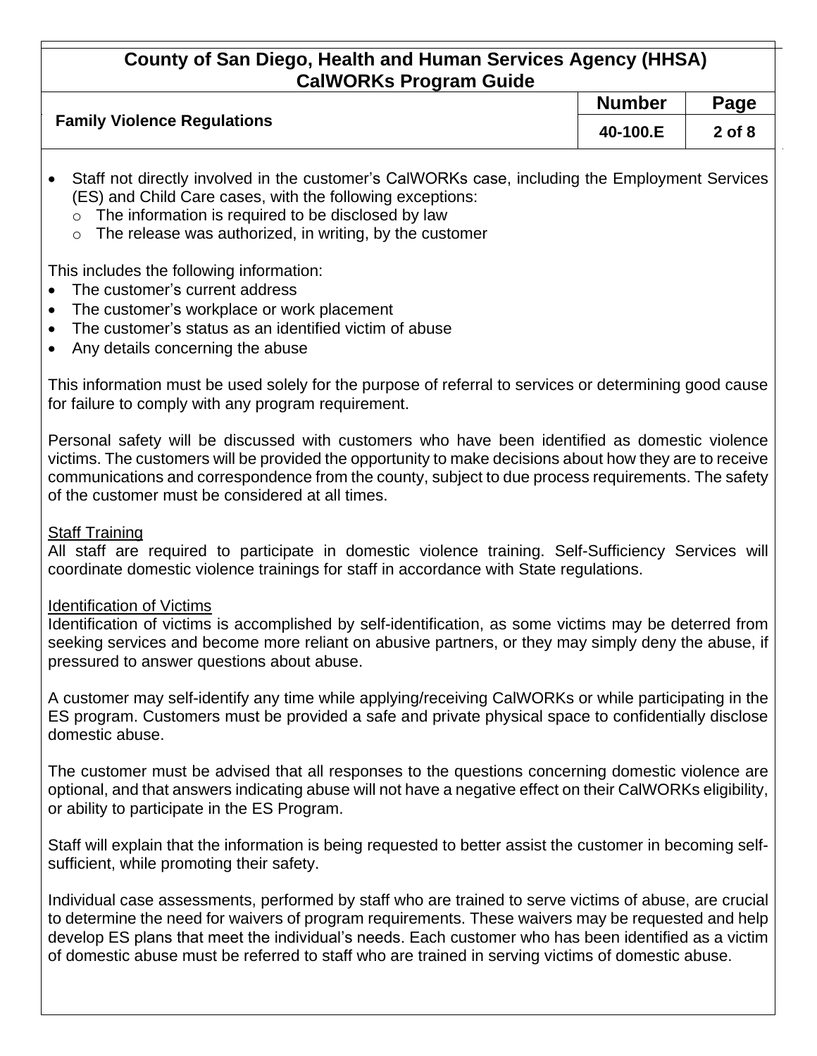- Staff not directly involved in the customer's CalWORKs case, including the Employment Services (ES) and Child Care cases, with the following exceptions:
  - The information is required to be disclosed by law
  - The release was authorized, in writing, by the customer

This includes the following information:

- The customer's current address
- The customer's workplace or work placement
- The customer's status as an identified victim of abuse
- Any details concerning the abuse

This information must be used solely for the purpose of referral to services or determining good cause for failure to comply with any program requirement.

Personal safety will be discussed with customers who have been identified as domestic violence victims. The customers will be provided the opportunity to make decisions about how they are to receive communications and correspondence from the county, subject to due process requirements. The safety of the customer must be considered at all times.

## Staff Training

All staff are required to participate in domestic violence training. Self-Sufficiency Services will coordinate domestic violence trainings for staff in accordance with State regulations.

## Identification of Victims

Identification of victims is accomplished by self-identification, as some victims may be deterred from seeking services and become more reliant on abusive partners, or they may simply deny the abuse, if pressured to answer questions about abuse.

A customer may self-identify any time while applying/receiving CalWORKs or while participating in the ES program. Customers must be provided a safe and private physical space to confidentially disclose domestic abuse.

The customer must be advised that all responses to the questions concerning domestic violence are optional, and that answers indicating abuse will not have a negative effect on their CalWORKs eligibility, or ability to participate in the ES Program.

Staff will explain that the information is being requested to better assist the customer in becoming self-sufficient, while promoting their safety.

Individual case assessments, performed by staff who are trained to serve victims of abuse, are crucial to determine the need for waivers of program requirements. These waivers may be requested and help develop ES plans that meet the individual's needs. Each customer who has been identified as a victim of domestic abuse must be referred to staff who are trained in serving victims of domestic abuse.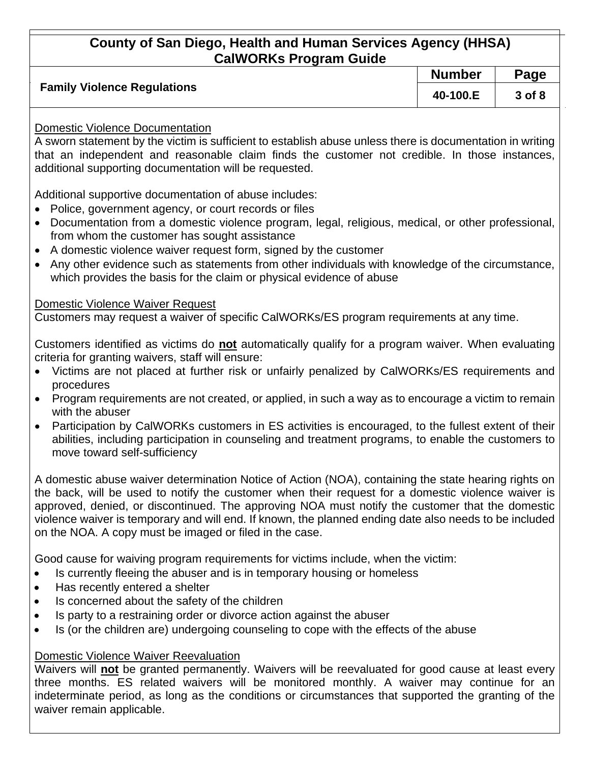## Domestic Violence Documentation

A sworn statement by the victim is sufficient to establish abuse unless there is documentation in writing that an independent and reasonable claim finds the customer not credible. In those instances, additional supporting documentation will be requested.

Additional supportive documentation of abuse includes:

- Police, government agency, or court records or files
- Documentation from a domestic violence program, legal, religious, medical, or other professional, from whom the customer has sought assistance
- A domestic violence waiver request form, signed by the customer
- Any other evidence such as statements from other individuals with knowledge of the circumstance, which provides the basis for the claim or physical evidence of abuse

## Domestic Violence Waiver Request

Customers may request a waiver of specific CalWORKs/ES program requirements at any time.

Customers identified as victims do **not** automatically qualify for a program waiver. When evaluating criteria for granting waivers, staff will ensure:

- Victims are not placed at further risk or unfairly penalized by CalWORKs/ES requirements and procedures
- Program requirements are not created, or applied, in such a way as to encourage a victim to remain with the abuser
- Participation by CalWORKs customers in ES activities is encouraged, to the fullest extent of their abilities, including participation in counseling and treatment programs, to enable the customers to move toward self-sufficiency

A domestic abuse waiver determination Notice of Action (NOA), containing the state hearing rights on the back, will be used to notify the customer when their request for a domestic violence waiver is approved, denied, or discontinued. The approving NOA must notify the customer that the domestic violence waiver is temporary and will end. If known, the planned ending date also needs to be included on the NOA. A copy must be imaged or filed in the case.

Good cause for waiving program requirements for victims include, when the victim:

- Is currently fleeing the abuser and is in temporary housing or homeless
- Has recently entered a shelter
- Is concerned about the safety of the children
- Is party to a restraining order or divorce action against the abuser
- Is (or the children are) undergoing counseling to cope with the effects of the abuse

## Domestic Violence Waiver Reevaluation

Waivers will **not** be granted permanently. Waivers will be reevaluated for good cause at least every three months. ES related waivers will be monitored monthly. A waiver may continue for an indeterminate period, as long as the conditions or circumstances that supported the granting of the waiver remain applicable.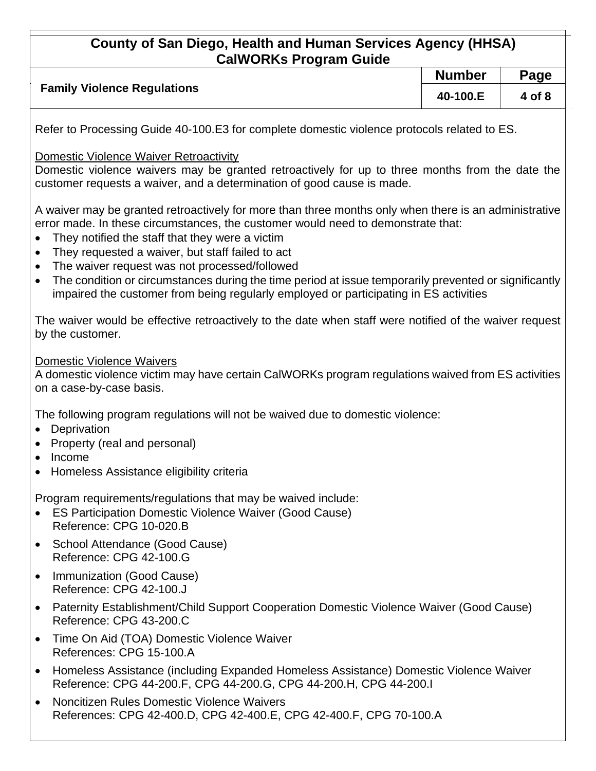Refer to Processing Guide 40-100.E3 for complete domestic violence protocols related to ES.

Domestic Violence Waiver Retroactivity

Domestic violence waivers may be granted retroactively for up to three months from the date the customer requests a waiver, and a determination of good cause is made.

A waiver may be granted retroactively for more than three months only when there is an administrative error made. In these circumstances, the customer would need to demonstrate that:

- They notified the staff that they were a victim
- They requested a waiver, but staff failed to act
- The waiver request was not processed/followed
- The condition or circumstances during the time period at issue temporarily prevented or significantly impaired the customer from being regularly employed or participating in ES activities

The waiver would be effective retroactively to the date when staff were notified of the waiver request by the customer.

Domestic Violence Waivers

A domestic violence victim may have certain CalWORKs program regulations waived from ES activities on a case-by-case basis.

The following program regulations will not be waived due to domestic violence:

- Deprivation
- Property (real and personal)
- Income
- Homeless Assistance eligibility criteria

Program requirements/regulations that may be waived include:

- ES Participation Domestic Violence Waiver (Good Cause)
  Reference: CPG 10-020.B
- School Attendance (Good Cause)
  Reference: CPG 42-100.G
- Immunization (Good Cause)
  Reference: CPG 42-100.J
- Paternity Establishment/Child Support Cooperation Domestic Violence Waiver (Good Cause)
  Reference: CPG 43-200.C
- Time On Aid (TOA) Domestic Violence Waiver
  References: CPG 15-100.A
- Homeless Assistance (including Expanded Homeless Assistance) Domestic Violence Waiver
  Reference: CPG 44-200.F, CPG 44-200.G, CPG 44-200.H, CPG 44-200.I
- Noncitizen Rules Domestic Violence Waivers
  References: CPG 42-400.D, CPG 42-400.E, CPG 42-400.F, CPG 70-100.A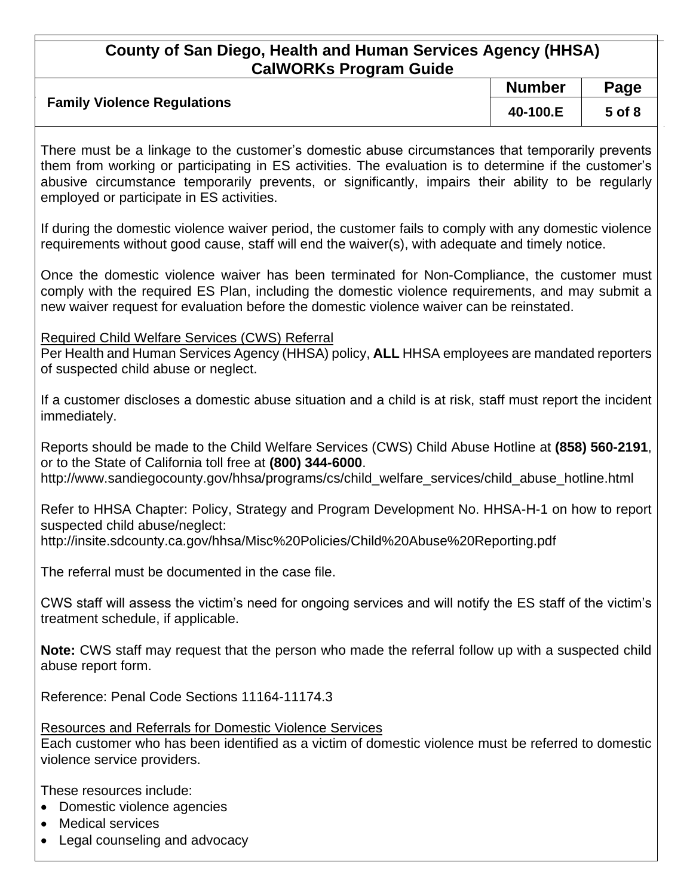There must be a linkage to the customer's domestic abuse circumstances that temporarily prevents them from working or participating in ES activities. The evaluation is to determine if the customer's abusive circumstance temporarily prevents, or significantly, impairs their ability to be regularly employed or participate in ES activities.

If during the domestic violence waiver period, the customer fails to comply with any domestic violence requirements without good cause, staff will end the waiver(s), with adequate and timely notice.

Once the domestic violence waiver has been terminated for Non-Compliance, the customer must comply with the required ES Plan, including the domestic violence requirements, and may submit a new waiver request for evaluation before the domestic violence waiver can be reinstated.

<u>Required Child Welfare Services (CWS) Referral</u>
Per Health and Human Services Agency (HHSA) policy, **ALL** HHSA employees are mandated reporters of suspected child abuse or neglect.

If a customer discloses a domestic abuse situation and a child is at risk, staff must report the incident immediately.

Reports should be made to the Child Welfare Services (CWS) Child Abuse Hotline at **(858) 560-2191**, or to the State of California toll free at **(800) 344-6000**.
http://www.sandiegocounty.gov/hhsa/programs/cs/child_welfare_services/child_abuse_hotline.html

Refer to HHSA Chapter: Policy, Strategy and Program Development No. HHSA-H-1 on how to report suspected child abuse/neglect:
http://insite.sdcounty.ca.gov/hhsa/Misc%20Policies/Child%20Abuse%20Reporting.pdf

The referral must be documented in the case file.

CWS staff will assess the victim's need for ongoing services and will notify the ES staff of the victim's treatment schedule, if applicable.

**Note:** CWS staff may request that the person who made the referral follow up with a suspected child abuse report form.

Reference: Penal Code Sections 11164-11174.3

<u>Resources and Referrals for Domestic Violence Services</u>
Each customer who has been identified as a victim of domestic violence must be referred to domestic violence service providers.

These resources include:

- Domestic violence agencies
- Medical services
- Legal counseling and advocacy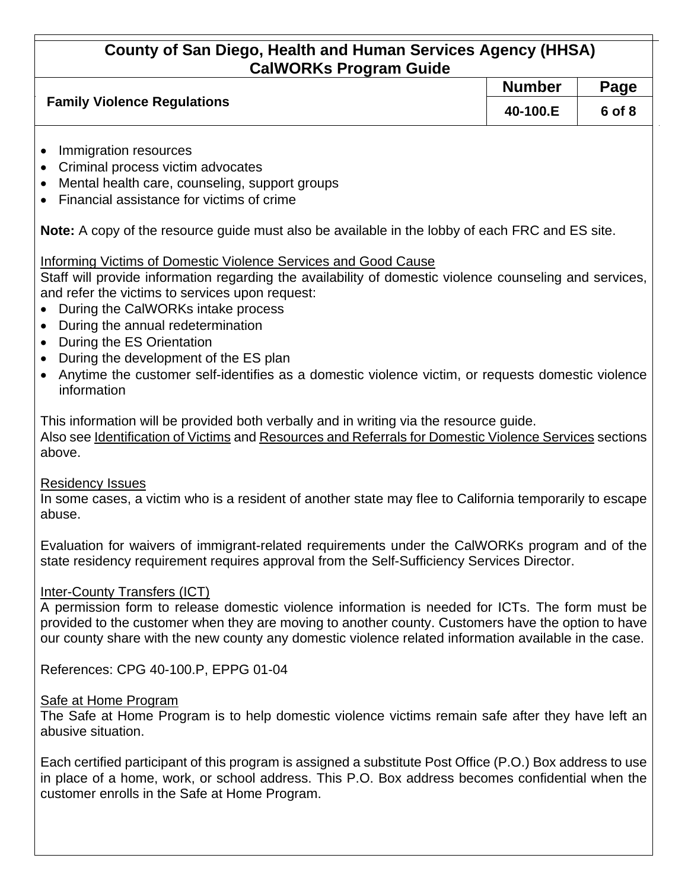- Immigration resources
- Criminal process victim advocates
- Mental health care, counseling, support groups
- Financial assistance for victims of crime

**Note:** A copy of the resource guide must also be available in the lobby of each FRC and ES site.

<u>Informing Victims of Domestic Violence Services and Good Cause</u>
Staff will provide information regarding the availability of domestic violence counseling and services, and refer the victims to services upon request:

- During the CalWORKs intake process
- During the annual redetermination
- During the ES Orientation
- During the development of the ES plan
- Anytime the customer self-identifies as a domestic violence victim, or requests domestic violence information

This information will be provided both verbally and in writing via the resource guide.
Also see <u>Identification of Victims</u> and <u>Resources and Referrals for Domestic Violence Services</u> sections above.

<u>Residency Issues</u>
In some cases, a victim who is a resident of another state may flee to California temporarily to escape abuse.

Evaluation for waivers of immigrant-related requirements under the CalWORKs program and of the state residency requirement requires approval from the Self-Sufficiency Services Director.

<u>Inter-County Transfers (ICT)</u>
A permission form to release domestic violence information is needed for ICTs. The form must be provided to the customer when they are moving to another county. Customers have the option to have our county share with the new county any domestic violence related information available in the case.

References: CPG 40-100.P, EPPG 01-04

<u>Safe at Home Program</u>
The Safe at Home Program is to help domestic violence victims remain safe after they have left an abusive situation.

Each certified participant of this program is assigned a substitute Post Office (P.O.) Box address to use in place of a home, work, or school address. This P.O. Box address becomes confidential when the customer enrolls in the Safe at Home Program.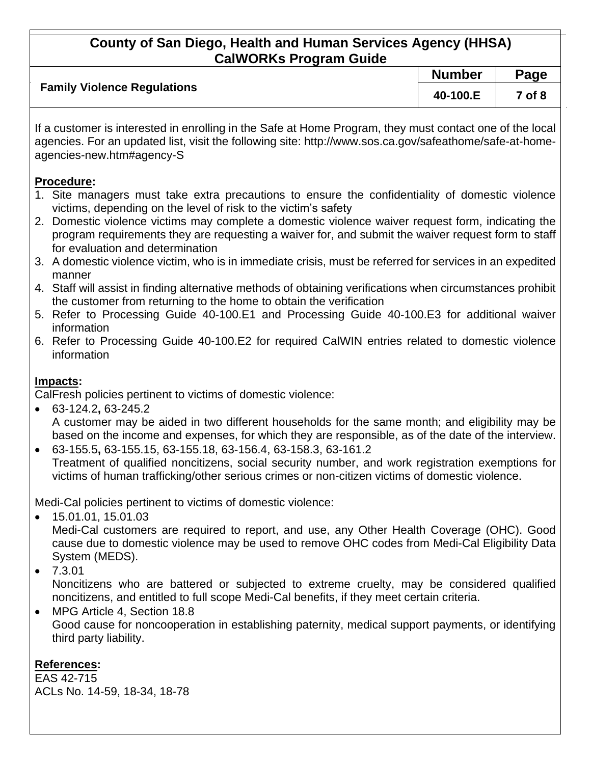If a customer is interested in enrolling in the Safe at Home Program, they must contact one of the local agencies. For an updated list, visit the following site: http://www.sos.ca.gov/safeathome/safe-at-home-agencies-new.htm#agency-S

**Procedure:**

1. Site managers must take extra precautions to ensure the confidentiality of domestic violence victims, depending on the level of risk to the victim's safety
2. Domestic violence victims may complete a domestic violence waiver request form, indicating the program requirements they are requesting a waiver for, and submit the waiver request form to staff for evaluation and determination
3. A domestic violence victim, who is in immediate crisis, must be referred for services in an expedited manner
4. Staff will assist in finding alternative methods of obtaining verifications when circumstances prohibit the customer from returning to the home to obtain the verification
5. Refer to Processing Guide 40-100.E1 and Processing Guide 40-100.E3 for additional waiver information
6. Refer to Processing Guide 40-100.E2 for required CalWIN entries related to domestic violence information

**Impacts:**

CalFresh policies pertinent to victims of domestic violence:

- 63-124.2, 63-245.2
  A customer may be aided in two different households for the same month; and eligibility may be based on the income and expenses, for which they are responsible, as of the date of the interview.
- 63-155.5, 63-155.15, 63-155.18, 63-156.4, 63-158.3, 63-161.2
  Treatment of qualified noncitizens, social security number, and work registration exemptions for victims of human trafficking/other serious crimes or non-citizen victims of domestic violence.

Medi-Cal policies pertinent to victims of domestic violence:

- 15.01.01, 15.01.03
  Medi-Cal customers are required to report, and use, any Other Health Coverage (OHC). Good cause due to domestic violence may be used to remove OHC codes from Medi-Cal Eligibility Data System (MEDS).
- 7.3.01
  Noncitizens who are battered or subjected to extreme cruelty, may be considered qualified noncitizens, and entitled to full scope Medi-Cal benefits, if they meet certain criteria.
- MPG Article 4, Section 18.8
  Good cause for noncooperation in establishing paternity, medical support payments, or identifying third party liability.

**References:**

EAS 42-715
ACLs No. 14-59, 18-34, 18-78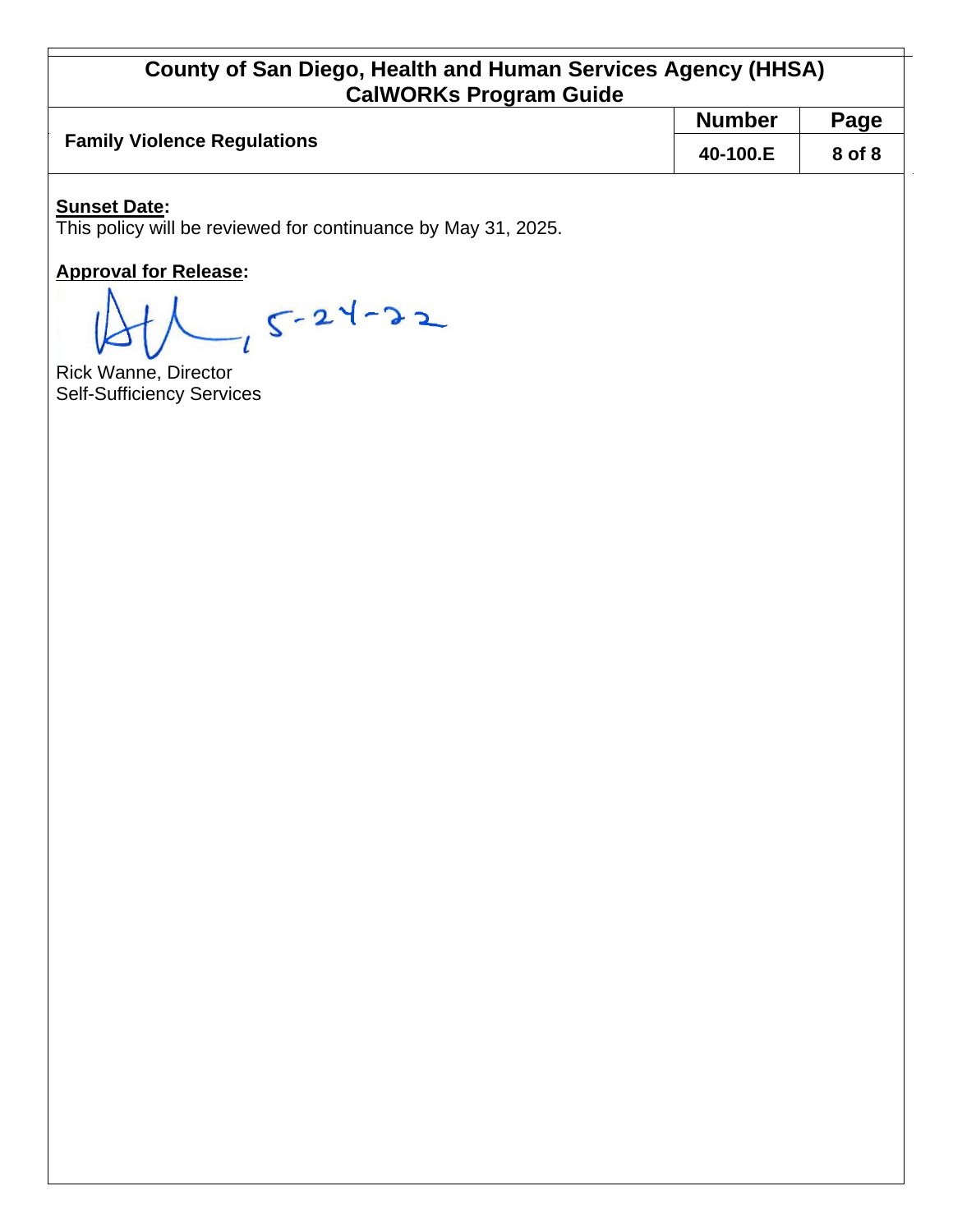**Sunset Date:**
This policy will be reviewed for continuance by May 31, 2025.

**Approval for Release:**

5-24-22

Rick Wanne, Director
Self-Sufficiency Services